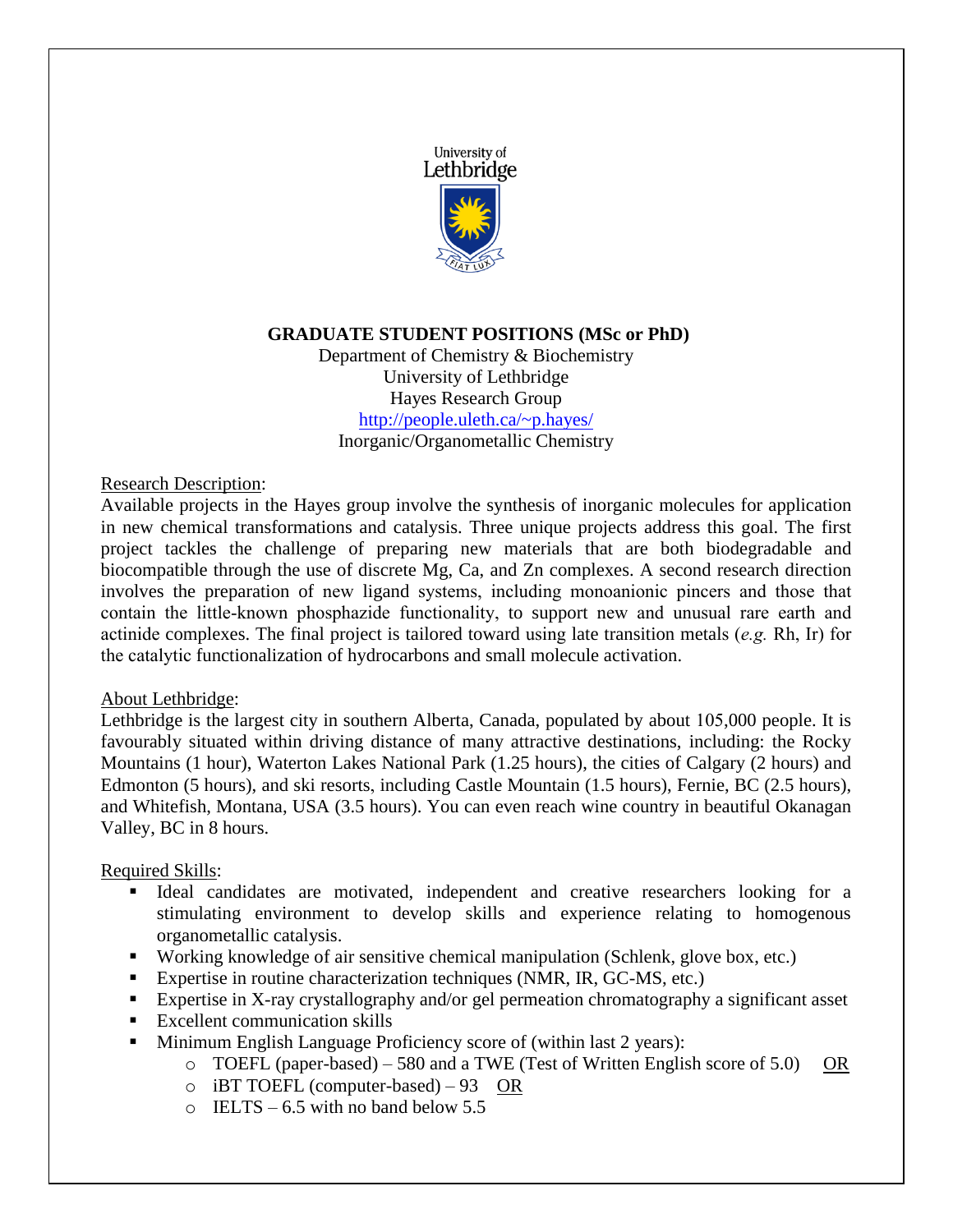University of Lethbridge

FIAT LUX

**GRADUATE STUDENT POSITIONS (MSc or PhD)**

Department of Chemistry & Biochemistry
University of Lethbridge
Hayes Research Group
[http://people.uleth.ca/~p.hayes/](http://people.uleth.ca/~p.hayes/)
Inorganic/Organometallic Chemistry

<u>Research Description</u>:

Available projects in the Hayes group involve the synthesis of inorganic molecules for application in new chemical transformations and catalysis. Three unique projects address this goal. The first project tackles the challenge of preparing new materials that are both biodegradable and biocompatible through the use of discrete Mg, Ca, and Zn complexes. A second research direction involves the preparation of new ligand systems, including monoanionic pincers and those that contain the little-known phosphazide functionality, to support new and unusual rare earth and actinide complexes. The final project is tailored toward using late transition metals (*e.g.* Rh, Ir) for the catalytic functionalization of hydrocarbons and small molecule activation.

<u>About Lethbridge</u>:

Lethbridge is the largest city in southern Alberta, Canada, populated by about 105,000 people. It is favourably situated within driving distance of many attractive destinations, including: the Rocky Mountains (1 hour), Waterton Lakes National Park (1.25 hours), the cities of Calgary (2 hours) and Edmonton (5 hours), and ski resorts, including Castle Mountain (1.5 hours), Fernie, BC (2.5 hours), and Whitefish, Montana, USA (3.5 hours). You can even reach wine country in beautiful Okanagan Valley, BC in 8 hours.

<u>Required Skills</u>:

- Ideal candidates are motivated, independent and creative researchers looking for a stimulating environment to develop skills and experience relating to homogenous organometallic catalysis.
- Working knowledge of air sensitive chemical manipulation (Schlenk, glove box, etc.)
- Expertise in routine characterization techniques (NMR, IR, GC-MS, etc.)
- Expertise in X-ray crystallography and/or gel permeation chromatography a significant asset
- Excellent communication skills
- Minimum English Language Proficiency score of (within last 2 years):
  - TOEFL (paper-based) – 580 and a TWE (Test of Written English score of 5.0) <u>OR</u>
  - iBT TOEFL (computer-based) – 93 <u>OR</u>
  - IELTS – 6.5 with no band below 5.5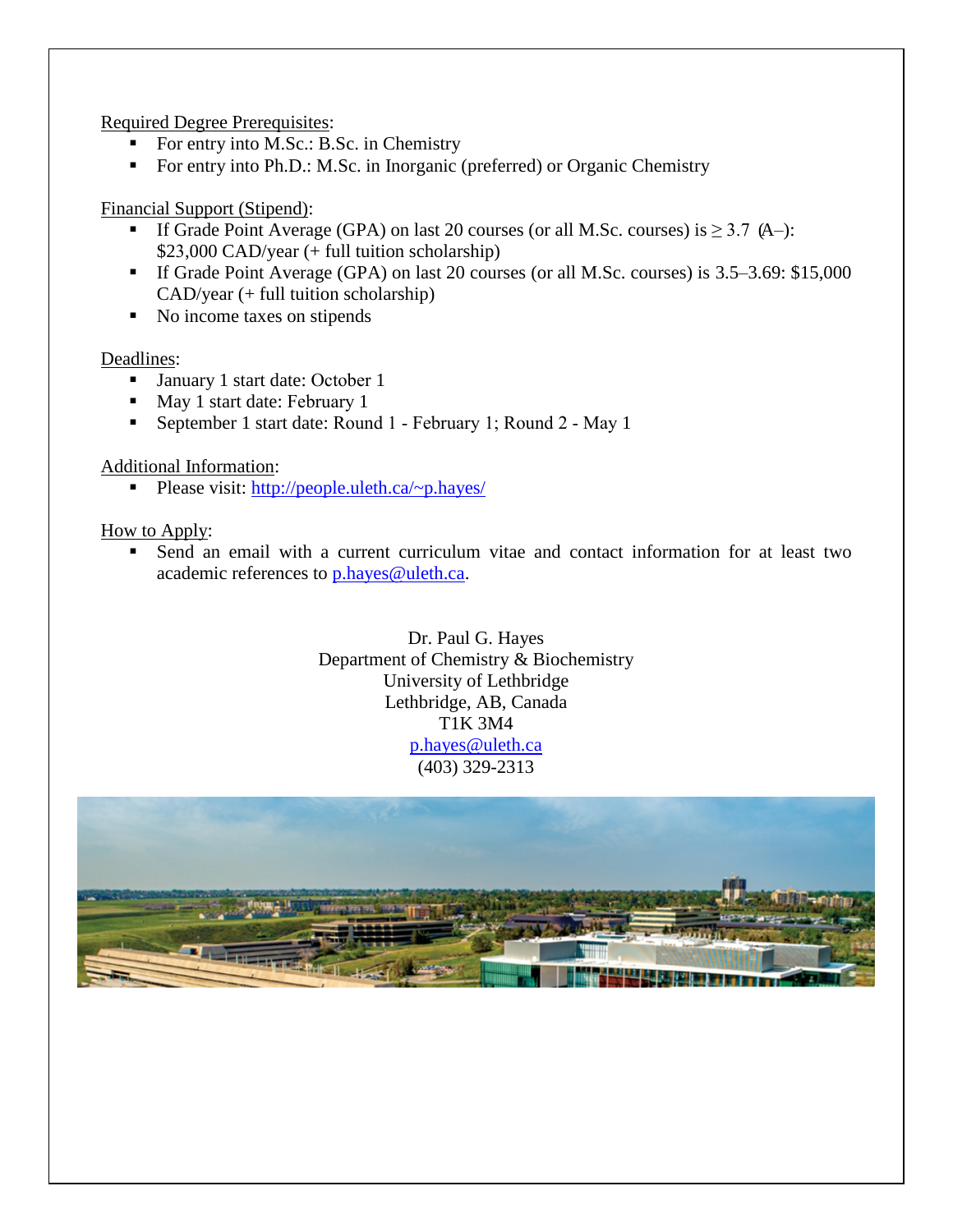Required Degree Prerequisites:

- For entry into M.Sc.: B.Sc. in Chemistry
- For entry into Ph.D.: M.Sc. in Inorganic (preferred) or Organic Chemistry

Financial Support (Stipend):

- If Grade Point Average (GPA) on last 20 courses (or all M.Sc. courses) is $\geq$ 3.7 (A–): $23,000 CAD/year (+ full tuition scholarship)
- If Grade Point Average (GPA) on last 20 courses (or all M.Sc. courses) is 3.5–3.69: $15,000 CAD/year (+ full tuition scholarship)
- No income taxes on stipends

Deadlines:

- January 1 start date: October 1
- May 1 start date: February 1
- September 1 start date: Round 1 - February 1; Round 2 - May 1

Additional Information:

- Please visit: http://people.uleth.ca/~p.hayes/

How to Apply:

- Send an email with a current curriculum vitae and contact information for at least two academic references to p.hayes@uleth.ca.

Dr. Paul G. Hayes
Department of Chemistry & Biochemistry
University of Lethbridge
Lethbridge, AB, Canada
T1K 3M4
p.hayes@uleth.ca
(403) 329-2313